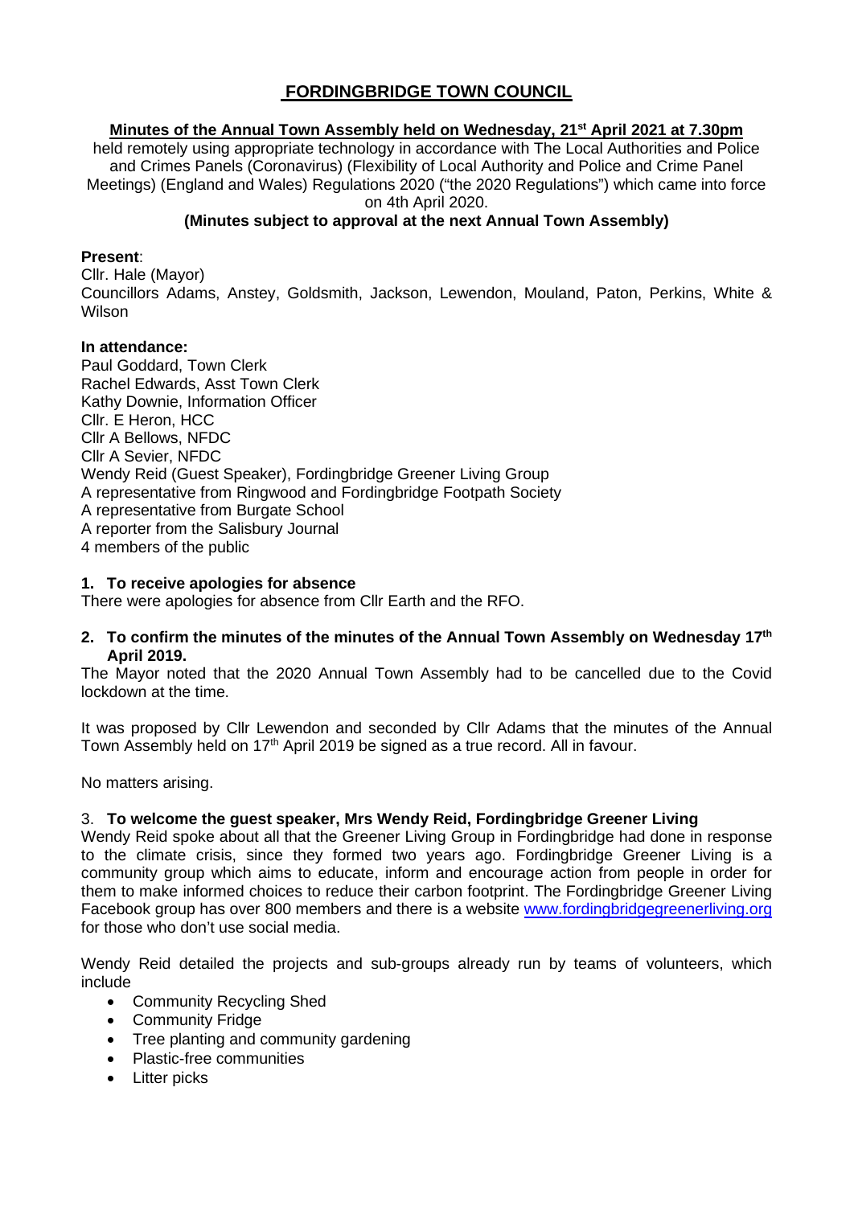# FORDINGBRIDGE TOWN COUNCIL

## Minutes of the Annual Town Assembly held on Wednesday, 21st April 2021 at 7.30pm

held remotely using appropriate technology in accordance with The Local Authorities and Police and Crimes Panels (Coronavirus) (Flexibility of Local Authority and Police and Crime Panel Meetings) (England and Wales) Regulations 2020 ("the 2020 Regulations") which came into force on 4th April 2020.

**(Minutes subject to approval at the next Annual Town Assembly)**

**Present**:
Cllr. Hale (Mayor)
Councillors Adams, Anstey, Goldsmith, Jackson, Lewendon, Mouland, Paton, Perkins, White & Wilson

**In attendance:**
Paul Goddard, Town Clerk
Rachel Edwards, Asst Town Clerk
Kathy Downie, Information Officer
Cllr. E Heron, HCC
Cllr A Bellows, NFDC
Cllr A Sevier, NFDC
Wendy Reid (Guest Speaker), Fordingbridge Greener Living Group
A representative from Ringwood and Fordingbridge Footpath Society
A representative from Burgate School
A reporter from the Salisbury Journal
4 members of the public

### 1. To receive apologies for absence

There were apologies for absence from Cllr Earth and the RFO.

### 2. To confirm the minutes of the minutes of the Annual Town Assembly on Wednesday 17th April 2019.

The Mayor noted that the 2020 Annual Town Assembly had to be cancelled due to the Covid lockdown at the time.

It was proposed by Cllr Lewendon and seconded by Cllr Adams that the minutes of the Annual Town Assembly held on 17th April 2019 be signed as a true record. All in favour.

No matters arising.

### 3. To welcome the guest speaker, Mrs Wendy Reid, Fordingbridge Greener Living

Wendy Reid spoke about all that the Greener Living Group in Fordingbridge had done in response to the climate crisis, since they formed two years ago. Fordingbridge Greener Living is a community group which aims to educate, inform and encourage action from people in order for them to make informed choices to reduce their carbon footprint. The Fordingbridge Greener Living Facebook group has over 800 members and there is a website www.fordingbridgegreenerliving.org for those who don't use social media.

Wendy Reid detailed the projects and sub-groups already run by teams of volunteers, which include

- Community Recycling Shed
- Community Fridge
- Tree planting and community gardening
- Plastic-free communities
- Litter picks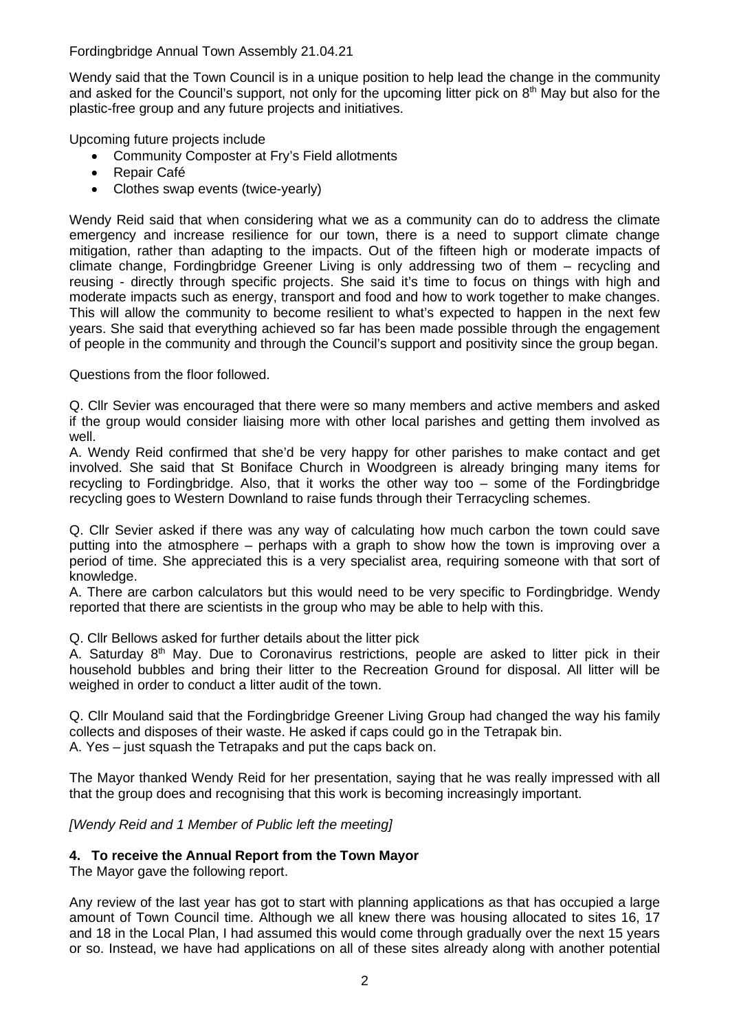Fordingbridge Annual Town Assembly 21.04.21

Wendy said that the Town Council is in a unique position to help lead the change in the community and asked for the Council's support, not only for the upcoming litter pick on 8th May but also for the plastic-free group and any future projects and initiatives.

Upcoming future projects include

- Community Composter at Fry's Field allotments
- Repair Café
- Clothes swap events (twice-yearly)

Wendy Reid said that when considering what we as a community can do to address the climate emergency and increase resilience for our town, there is a need to support climate change mitigation, rather than adapting to the impacts. Out of the fifteen high or moderate impacts of climate change, Fordingbridge Greener Living is only addressing two of them – recycling and reusing - directly through specific projects. She said it's time to focus on things with high and moderate impacts such as energy, transport and food and how to work together to make changes. This will allow the community to become resilient to what's expected to happen in the next few years. She said that everything achieved so far has been made possible through the engagement of people in the community and through the Council's support and positivity since the group began.

Questions from the floor followed.

Q. Cllr Sevier was encouraged that there were so many members and active members and asked if the group would consider liaising more with other local parishes and getting them involved as well.
A. Wendy Reid confirmed that she'd be very happy for other parishes to make contact and get involved. She said that St Boniface Church in Woodgreen is already bringing many items for recycling to Fordingbridge. Also, that it works the other way too – some of the Fordingbridge recycling goes to Western Downland to raise funds through their Terracycling schemes.

Q. Cllr Sevier asked if there was any way of calculating how much carbon the town could save putting into the atmosphere – perhaps with a graph to show how the town is improving over a period of time. She appreciated this is a very specialist area, requiring someone with that sort of knowledge.
A. There are carbon calculators but this would need to be very specific to Fordingbridge. Wendy reported that there are scientists in the group who may be able to help with this.

Q. Cllr Bellows asked for further details about the litter pick
A. Saturday 8th May. Due to Coronavirus restrictions, people are asked to litter pick in their household bubbles and bring their litter to the Recreation Ground for disposal. All litter will be weighed in order to conduct a litter audit of the town.

Q. Cllr Mouland said that the Fordingbridge Greener Living Group had changed the way his family collects and disposes of their waste. He asked if caps could go in the Tetrapak bin.
A. Yes – just squash the Tetrapaks and put the caps back on.

The Mayor thanked Wendy Reid for her presentation, saying that he was really impressed with all that the group does and recognising that this work is becoming increasingly important.

*[Wendy Reid and 1 Member of Public left the meeting]*

**4. To receive the Annual Report from the Town Mayor**

The Mayor gave the following report.

Any review of the last year has got to start with planning applications as that has occupied a large amount of Town Council time. Although we all knew there was housing allocated to sites 16, 17 and 18 in the Local Plan, I had assumed this would come through gradually over the next 15 years or so. Instead, we have had applications on all of these sites already along with another potential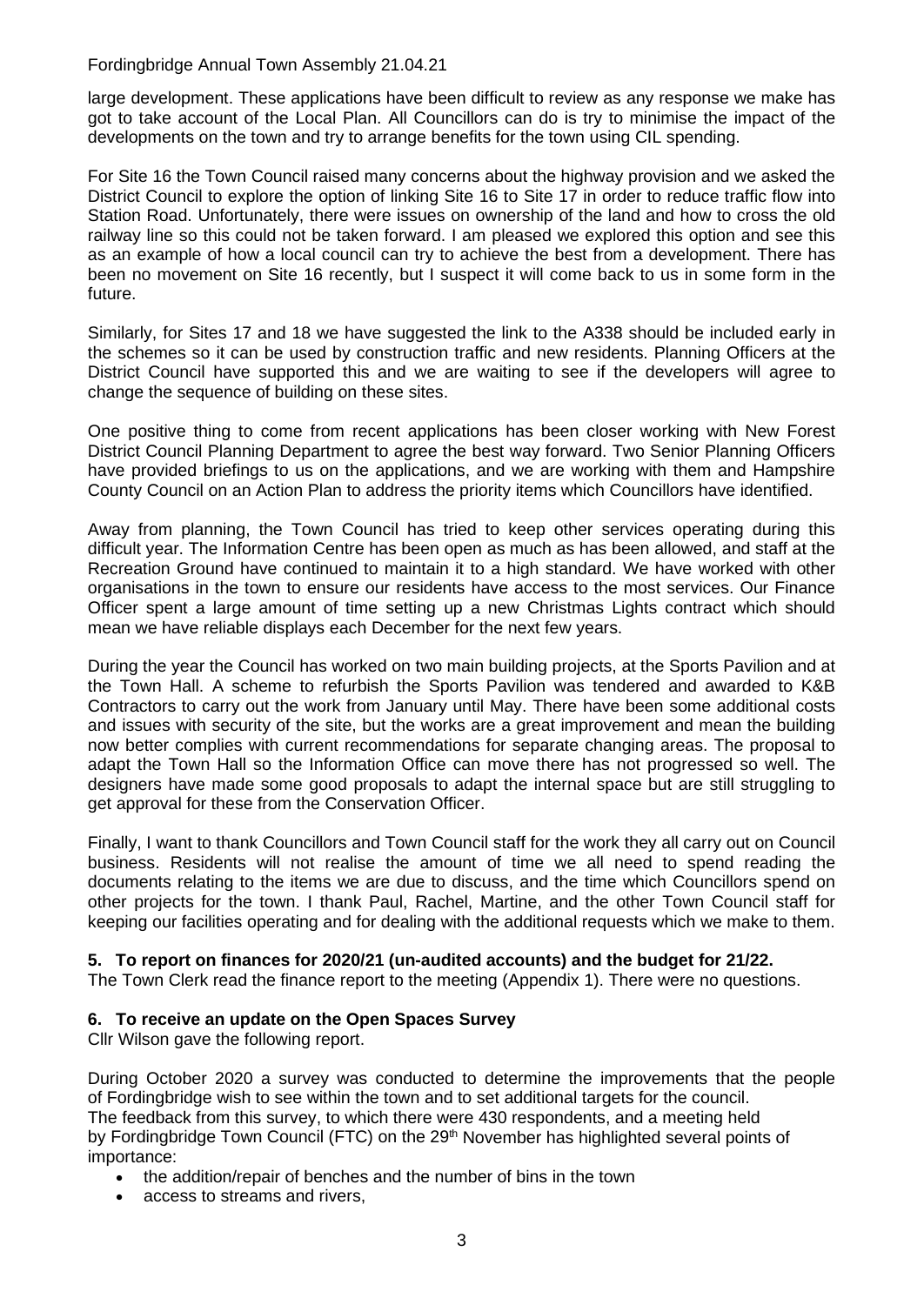large development. These applications have been difficult to review as any response we make has got to take account of the Local Plan. All Councillors can do is try to minimise the impact of the developments on the town and try to arrange benefits for the town using CIL spending.

For Site 16 the Town Council raised many concerns about the highway provision and we asked the District Council to explore the option of linking Site 16 to Site 17 in order to reduce traffic flow into Station Road. Unfortunately, there were issues on ownership of the land and how to cross the old railway line so this could not be taken forward. I am pleased we explored this option and see this as an example of how a local council can try to achieve the best from a development. There has been no movement on Site 16 recently, but I suspect it will come back to us in some form in the future.

Similarly, for Sites 17 and 18 we have suggested the link to the A338 should be included early in the schemes so it can be used by construction traffic and new residents. Planning Officers at the District Council have supported this and we are waiting to see if the developers will agree to change the sequence of building on these sites.

One positive thing to come from recent applications has been closer working with New Forest District Council Planning Department to agree the best way forward. Two Senior Planning Officers have provided briefings to us on the applications, and we are working with them and Hampshire County Council on an Action Plan to address the priority items which Councillors have identified.

Away from planning, the Town Council has tried to keep other services operating during this difficult year. The Information Centre has been open as much as has been allowed, and staff at the Recreation Ground have continued to maintain it to a high standard. We have worked with other organisations in the town to ensure our residents have access to the most services. Our Finance Officer spent a large amount of time setting up a new Christmas Lights contract which should mean we have reliable displays each December for the next few years.

During the year the Council has worked on two main building projects, at the Sports Pavilion and at the Town Hall. A scheme to refurbish the Sports Pavilion was tendered and awarded to K&B Contractors to carry out the work from January until May. There have been some additional costs and issues with security of the site, but the works are a great improvement and mean the building now better complies with current recommendations for separate changing areas. The proposal to adapt the Town Hall so the Information Office can move there has not progressed so well. The designers have made some good proposals to adapt the internal space but are still struggling to get approval for these from the Conservation Officer.

Finally, I want to thank Councillors and Town Council staff for the work they all carry out on Council business. Residents will not realise the amount of time we all need to spend reading the documents relating to the items we are due to discuss, and the time which Councillors spend on other projects for the town. I thank Paul, Rachel, Martine, and the other Town Council staff for keeping our facilities operating and for dealing with the additional requests which we make to them.

**5. To report on finances for 2020/21 (un-audited accounts) and the budget for 21/22.**

The Town Clerk read the finance report to the meeting (Appendix 1). There were no questions.

**6. To receive an update on the Open Spaces Survey**

Cllr Wilson gave the following report.

During October 2020 a survey was conducted to determine the improvements that the people of Fordingbridge wish to see within the town and to set additional targets for the council.
The feedback from this survey, to which there were 430 respondents, and a meeting held by Fordingbridge Town Council (FTC) on the 29th November has highlighted several points of importance:

- the addition/repair of benches and the number of bins in the town
- access to streams and rivers,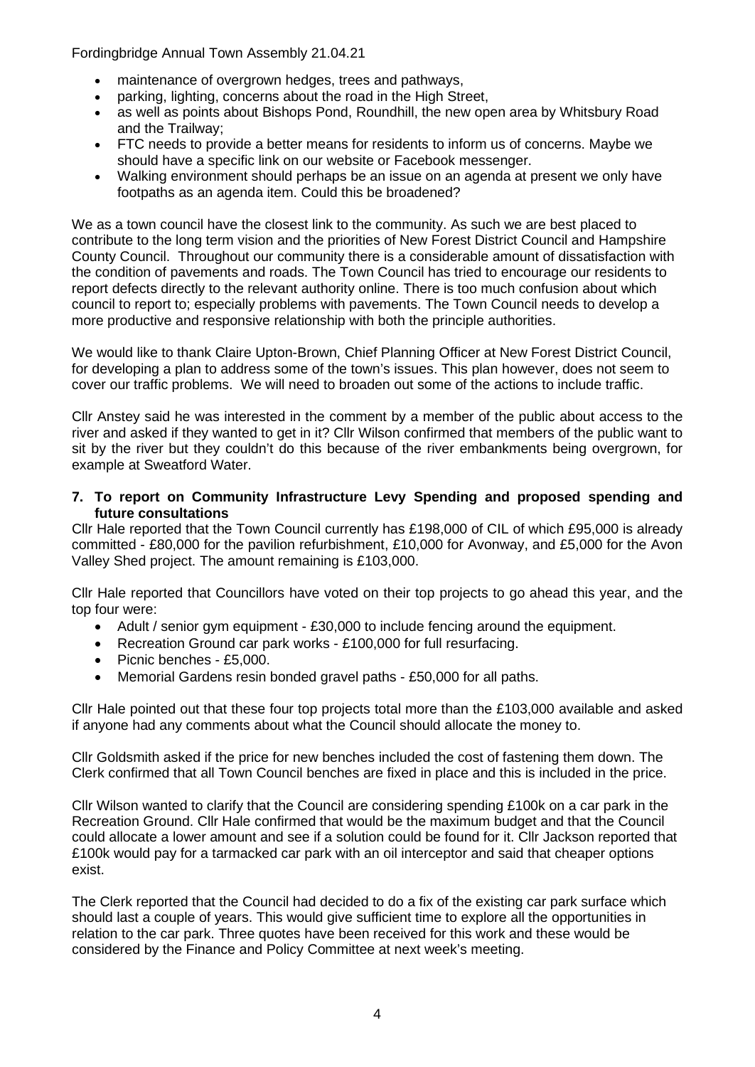- maintenance of overgrown hedges, trees and pathways,
- parking, lighting, concerns about the road in the High Street,
- as well as points about Bishops Pond, Roundhill, the new open area by Whitsbury Road and the Trailway;
- FTC needs to provide a better means for residents to inform us of concerns. Maybe we should have a specific link on our website or Facebook messenger.
- Walking environment should perhaps be an issue on an agenda at present we only have footpaths as an agenda item. Could this be broadened?

We as a town council have the closest link to the community. As such we are best placed to contribute to the long term vision and the priorities of New Forest District Council and Hampshire County Council. Throughout our community there is a considerable amount of dissatisfaction with the condition of pavements and roads. The Town Council has tried to encourage our residents to report defects directly to the relevant authority online. There is too much confusion about which council to report to; especially problems with pavements. The Town Council needs to develop a more productive and responsive relationship with both the principle authorities.

We would like to thank Claire Upton-Brown, Chief Planning Officer at New Forest District Council, for developing a plan to address some of the town's issues. This plan however, does not seem to cover our traffic problems. We will need to broaden out some of the actions to include traffic.

Cllr Anstey said he was interested in the comment by a member of the public about access to the river and asked if they wanted to get in it? Cllr Wilson confirmed that members of the public want to sit by the river but they couldn't do this because of the river embankments being overgrown, for example at Sweatford Water.

**7. To report on Community Infrastructure Levy Spending and proposed spending and future consultations**

Cllr Hale reported that the Town Council currently has £198,000 of CIL of which £95,000 is already committed - £80,000 for the pavilion refurbishment, £10,000 for Avonway, and £5,000 for the Avon Valley Shed project. The amount remaining is £103,000.

Cllr Hale reported that Councillors have voted on their top projects to go ahead this year, and the top four were:

- Adult / senior gym equipment - £30,000 to include fencing around the equipment.
- Recreation Ground car park works - £100,000 for full resurfacing.
- Picnic benches - £5,000.
- Memorial Gardens resin bonded gravel paths - £50,000 for all paths.

Cllr Hale pointed out that these four top projects total more than the £103,000 available and asked if anyone had any comments about what the Council should allocate the money to.

Cllr Goldsmith asked if the price for new benches included the cost of fastening them down. The Clerk confirmed that all Town Council benches are fixed in place and this is included in the price.

Cllr Wilson wanted to clarify that the Council are considering spending £100k on a car park in the Recreation Ground. Cllr Hale confirmed that would be the maximum budget and that the Council could allocate a lower amount and see if a solution could be found for it. Cllr Jackson reported that £100k would pay for a tarmacked car park with an oil interceptor and said that cheaper options exist.

The Clerk reported that the Council had decided to do a fix of the existing car park surface which should last a couple of years. This would give sufficient time to explore all the opportunities in relation to the car park. Three quotes have been received for this work and these would be considered by the Finance and Policy Committee at next week's meeting.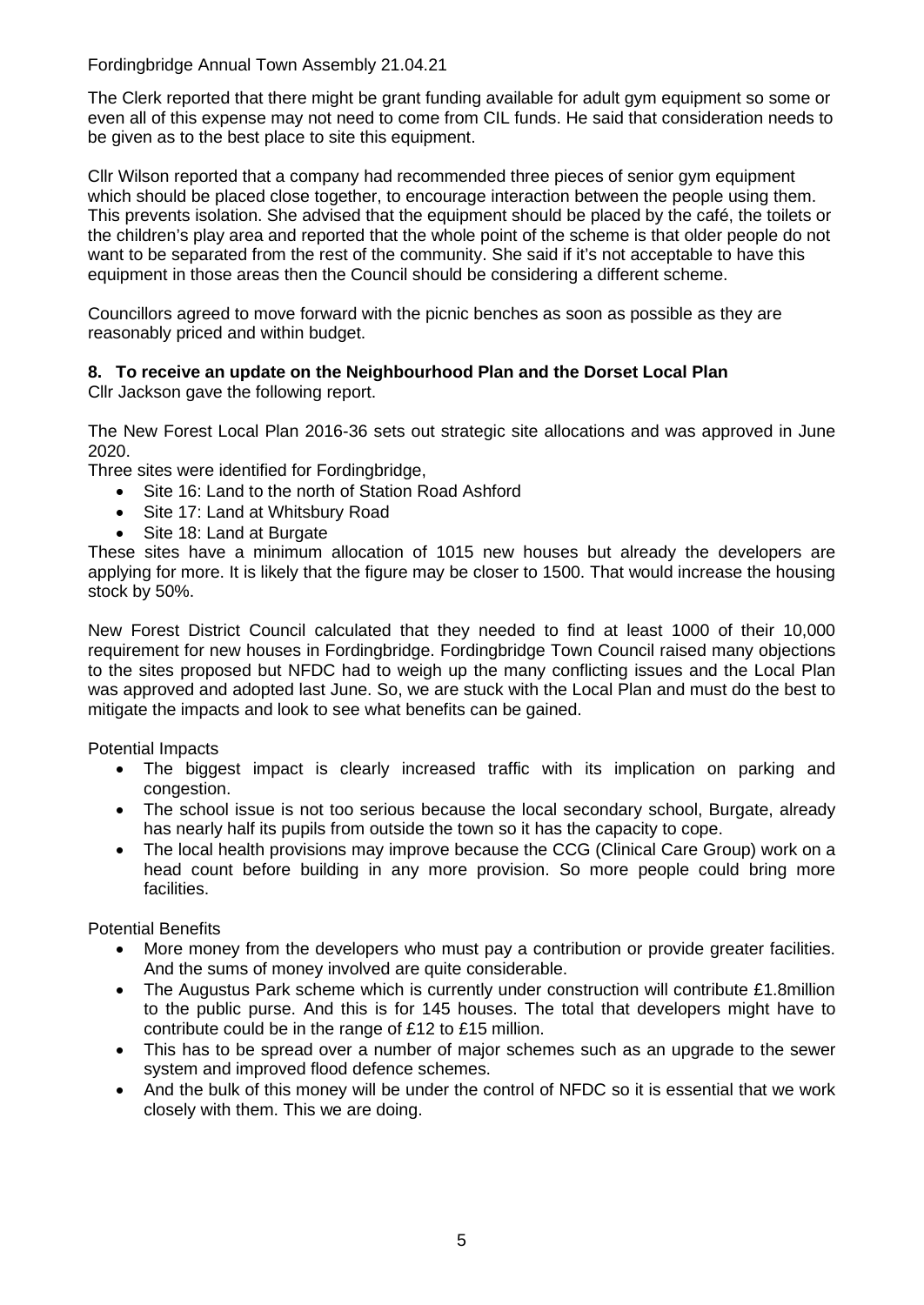The Clerk reported that there might be grant funding available for adult gym equipment so some or even all of this expense may not need to come from CIL funds. He said that consideration needs to be given as to the best place to site this equipment.

Cllr Wilson reported that a company had recommended three pieces of senior gym equipment which should be placed close together, to encourage interaction between the people using them. This prevents isolation. She advised that the equipment should be placed by the café, the toilets or the children's play area and reported that the whole point of the scheme is that older people do not want to be separated from the rest of the community. She said if it's not acceptable to have this equipment in those areas then the Council should be considering a different scheme.

Councillors agreed to move forward with the picnic benches as soon as possible as they are reasonably priced and within budget.

**8. To receive an update on the Neighbourhood Plan and the Dorset Local Plan**

Cllr Jackson gave the following report.

The New Forest Local Plan 2016-36 sets out strategic site allocations and was approved in June 2020.

Three sites were identified for Fordingbridge,

- Site 16: Land to the north of Station Road Ashford
- Site 17: Land at Whitsbury Road
- Site 18: Land at Burgate

These sites have a minimum allocation of 1015 new houses but already the developers are applying for more. It is likely that the figure may be closer to 1500. That would increase the housing stock by 50%.

New Forest District Council calculated that they needed to find at least 1000 of their 10,000 requirement for new houses in Fordingbridge. Fordingbridge Town Council raised many objections to the sites proposed but NFDC had to weigh up the many conflicting issues and the Local Plan was approved and adopted last June. So, we are stuck with the Local Plan and must do the best to mitigate the impacts and look to see what benefits can be gained.

Potential Impacts

- The biggest impact is clearly increased traffic with its implication on parking and congestion.
- The school issue is not too serious because the local secondary school, Burgate, already has nearly half its pupils from outside the town so it has the capacity to cope.
- The local health provisions may improve because the CCG (Clinical Care Group) work on a head count before building in any more provision. So more people could bring more facilities.

Potential Benefits

- More money from the developers who must pay a contribution or provide greater facilities. And the sums of money involved are quite considerable.
- The Augustus Park scheme which is currently under construction will contribute £1.8million to the public purse. And this is for 145 houses. The total that developers might have to contribute could be in the range of £12 to £15 million.
- This has to be spread over a number of major schemes such as an upgrade to the sewer system and improved flood defence schemes.
- And the bulk of this money will be under the control of NFDC so it is essential that we work closely with them. This we are doing.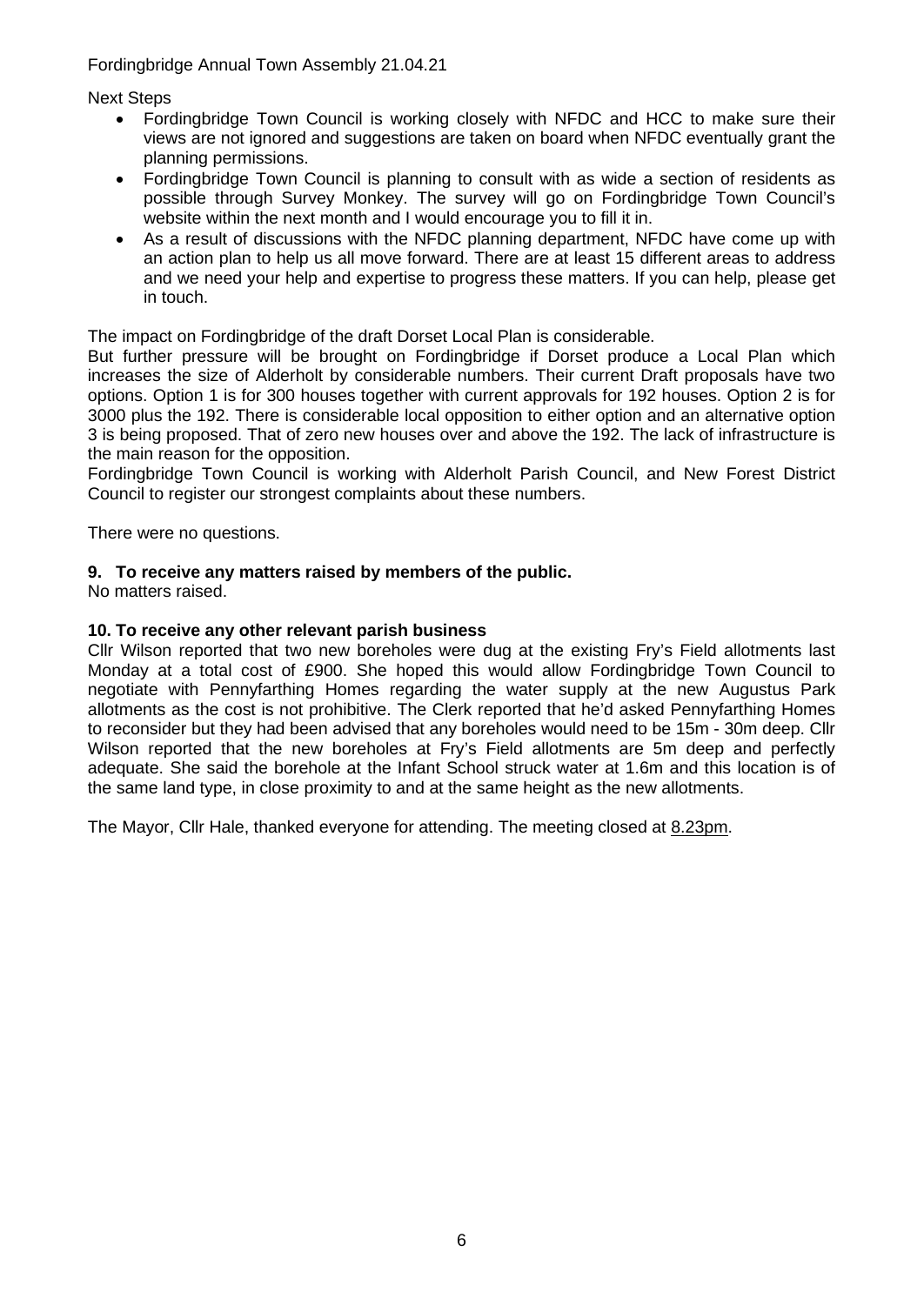Next Steps

- Fordingbridge Town Council is working closely with NFDC and HCC to make sure their views are not ignored and suggestions are taken on board when NFDC eventually grant the planning permissions.
- Fordingbridge Town Council is planning to consult with as wide a section of residents as possible through Survey Monkey. The survey will go on Fordingbridge Town Council's website within the next month and I would encourage you to fill it in.
- As a result of discussions with the NFDC planning department, NFDC have come up with an action plan to help us all move forward. There are at least 15 different areas to address and we need your help and expertise to progress these matters. If you can help, please get in touch.

The impact on Fordingbridge of the draft Dorset Local Plan is considerable.
But further pressure will be brought on Fordingbridge if Dorset produce a Local Plan which increases the size of Alderholt by considerable numbers. Their current Draft proposals have two options. Option 1 is for 300 houses together with current approvals for 192 houses. Option 2 is for 3000 plus the 192. There is considerable local opposition to either option and an alternative option 3 is being proposed. That of zero new houses over and above the 192. The lack of infrastructure is the main reason for the opposition.
Fordingbridge Town Council is working with Alderholt Parish Council, and New Forest District Council to register our strongest complaints about these numbers.

There were no questions.

**9. To receive any matters raised by members of the public.**
No matters raised.

**10. To receive any other relevant parish business**
Cllr Wilson reported that two new boreholes were dug at the existing Fry's Field allotments last Monday at a total cost of £900. She hoped this would allow Fordingbridge Town Council to negotiate with Pennyfarthing Homes regarding the water supply at the new Augustus Park allotments as the cost is not prohibitive. The Clerk reported that he'd asked Pennyfarthing Homes to reconsider but they had been advised that any boreholes would need to be 15m - 30m deep. Cllr Wilson reported that the new boreholes at Fry's Field allotments are 5m deep and perfectly adequate. She said the borehole at the Infant School struck water at 1.6m and this location is of the same land type, in close proximity to and at the same height as the new allotments.

The Mayor, Cllr Hale, thanked everyone for attending. The meeting closed at 8.23pm.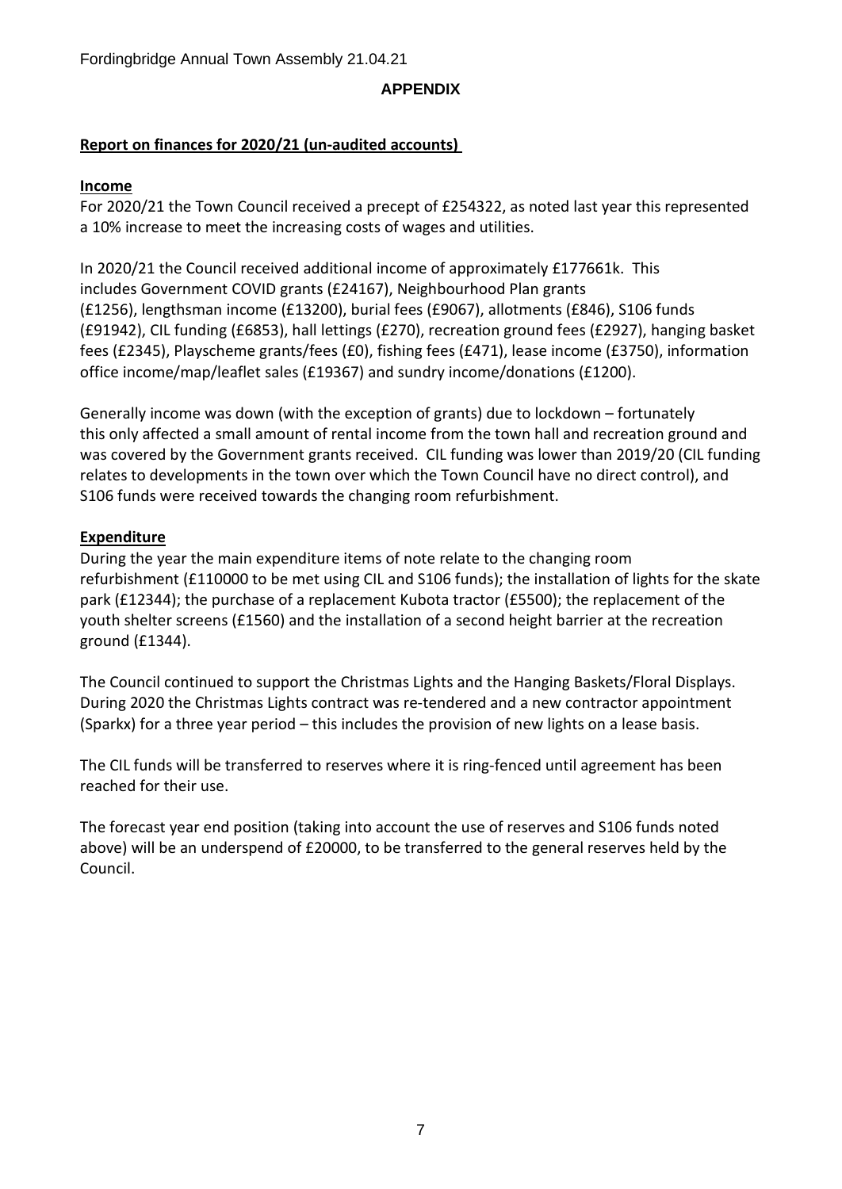Fordingbridge Annual Town Assembly 21.04.21

**APPENDIX**

**Report on finances for 2020/21 (un-audited accounts)**

**Income**

For 2020/21 the Town Council received a precept of £254322, as noted last year this represented a 10% increase to meet the increasing costs of wages and utilities.

In 2020/21 the Council received additional income of approximately £177661k. This includes Government COVID grants (£24167), Neighbourhood Plan grants (£1256), lengthsman income (£13200), burial fees (£9067), allotments (£846), S106 funds (£91942), CIL funding (£6853), hall lettings (£270), recreation ground fees (£2927), hanging basket fees (£2345), Playscheme grants/fees (£0), fishing fees (£471), lease income (£3750), information office income/map/leaflet sales (£19367) and sundry income/donations (£1200).

Generally income was down (with the exception of grants) due to lockdown – fortunately this only affected a small amount of rental income from the town hall and recreation ground and was covered by the Government grants received. CIL funding was lower than 2019/20 (CIL funding relates to developments in the town over which the Town Council have no direct control), and S106 funds were received towards the changing room refurbishment.

**Expenditure**

During the year the main expenditure items of note relate to the changing room refurbishment (£110000 to be met using CIL and S106 funds); the installation of lights for the skate park (£12344); the purchase of a replacement Kubota tractor (£5500); the replacement of the youth shelter screens (£1560) and the installation of a second height barrier at the recreation ground (£1344).

The Council continued to support the Christmas Lights and the Hanging Baskets/Floral Displays. During 2020 the Christmas Lights contract was re-tendered and a new contractor appointment (Sparkx) for a three year period – this includes the provision of new lights on a lease basis.

The CIL funds will be transferred to reserves where it is ring-fenced until agreement has been reached for their use.

The forecast year end position (taking into account the use of reserves and S106 funds noted above) will be an underspend of £20000, to be transferred to the general reserves held by the Council.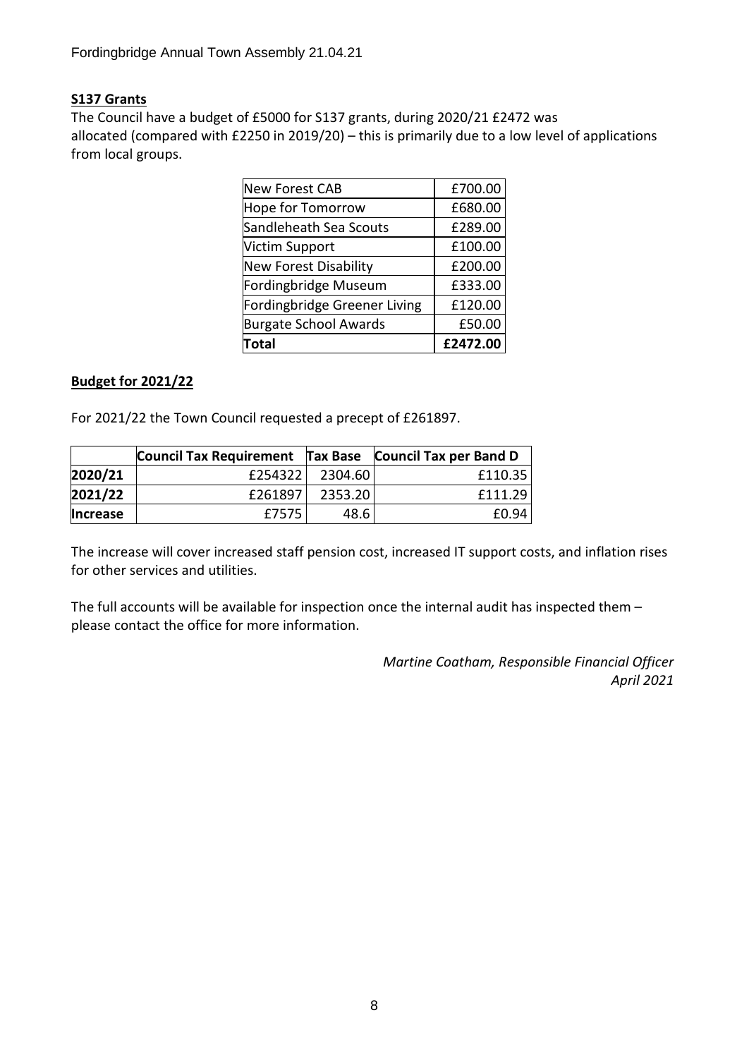**S137 Grants**

The Council have a budget of £5000 for S137 grants, during 2020/21 £2472 was allocated (compared with £2250 in 2019/20) – this is primarily due to a low level of applications from local groups.

| | |
|---|---|
| New Forest CAB | £700.00 |
| Hope for Tomorrow | £680.00 |
| Sandleheath Sea Scouts | £289.00 |
| Victim Support | £100.00 |
| New Forest Disability | £200.00 |
| Fordingbridge Museum | £333.00 |
| Fordingbridge Greener Living | £120.00 |
| Burgate School Awards | £50.00 |
| **Total** | **£2472.00** |

**Budget for 2021/22**

For 2021/22 the Town Council requested a precept of £261897.

| | Council Tax Requirement | Tax Base | Council Tax per Band D |
|---|---|---|---|
| **2020/21** | £254322 | 2304.60 | £110.35 |
| **2021/22** | £261897 | 2353.20 | £111.29 |
| **Increase** | £7575 | 48.6 | £0.94 |

The increase will cover increased staff pension cost, increased IT support costs, and inflation rises for other services and utilities.

The full accounts will be available for inspection once the internal audit has inspected them – please contact the office for more information.

*Martine Coatham, Responsible Financial Officer*
*April 2021*